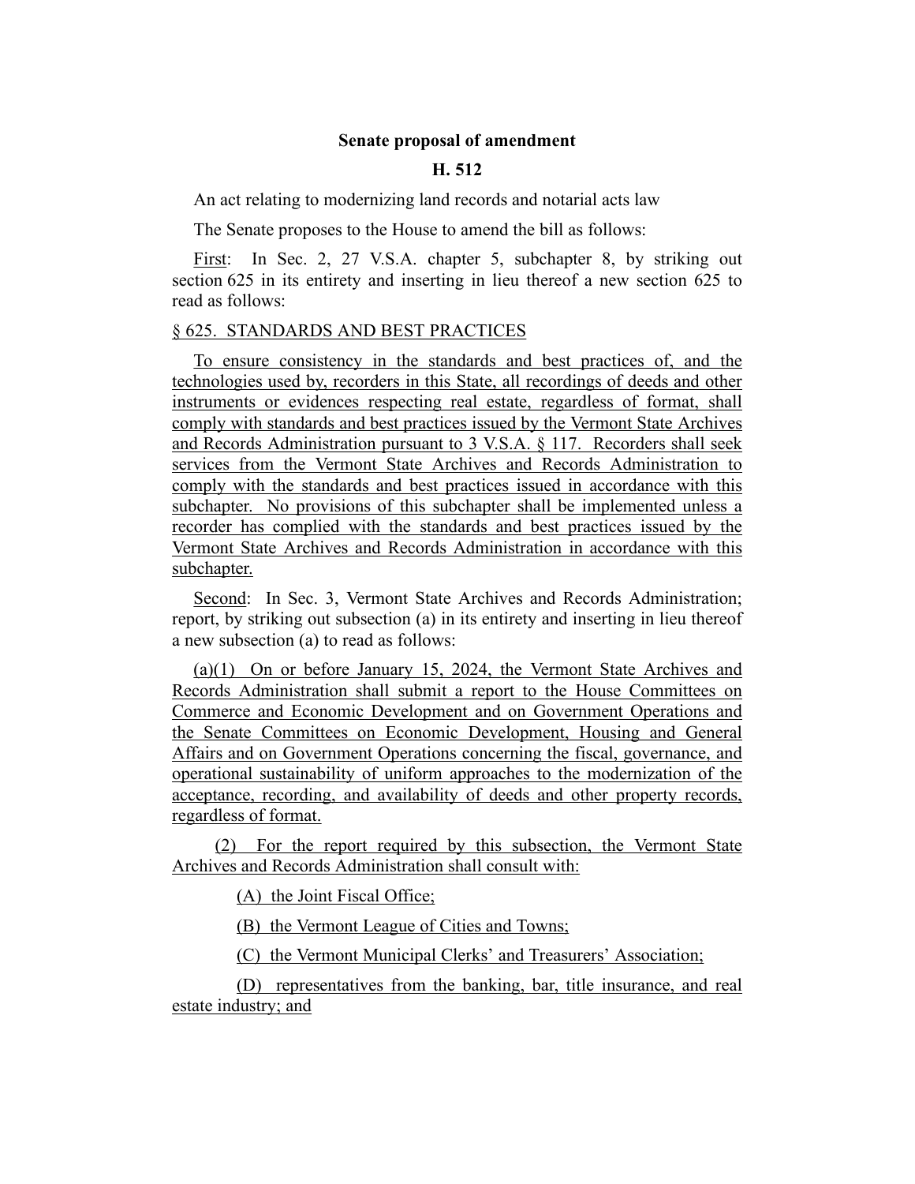**Senate proposal of amendment**

**H. 512**

An act relating to modernizing land records and notarial acts law

The Senate proposes to the House to amend the bill as follows:

First: In Sec. 2, 27 V.S.A. chapter 5, subchapter 8, by striking out section 625 in its entirety and inserting in lieu thereof a new section 625 to read as follows:

§ 625. STANDARDS AND BEST PRACTICES

To ensure consistency in the standards and best practices of, and the technologies used by, recorders in this State, all recordings of deeds and other instruments or evidences respecting real estate, regardless of format, shall comply with standards and best practices issued by the Vermont State Archives and Records Administration pursuant to 3 V.S.A. § 117. Recorders shall seek services from the Vermont State Archives and Records Administration to comply with the standards and best practices issued in accordance with this subchapter. No provisions of this subchapter shall be implemented unless a recorder has complied with the standards and best practices issued by the Vermont State Archives and Records Administration in accordance with this subchapter.

Second: In Sec. 3, Vermont State Archives and Records Administration; report, by striking out subsection (a) in its entirety and inserting in lieu thereof a new subsection (a) to read as follows:

(a)(1) On or before January 15, 2024, the Vermont State Archives and Records Administration shall submit a report to the House Committees on Commerce and Economic Development and on Government Operations and the Senate Committees on Economic Development, Housing and General Affairs and on Government Operations concerning the fiscal, governance, and operational sustainability of uniform approaches to the modernization of the acceptance, recording, and availability of deeds and other property records, regardless of format.

(2) For the report required by this subsection, the Vermont State Archives and Records Administration shall consult with:

(A) the Joint Fiscal Office;

(B) the Vermont League of Cities and Towns;

(C) the Vermont Municipal Clerks' and Treasurers' Association;

(D) representatives from the banking, bar, title insurance, and real estate industry; and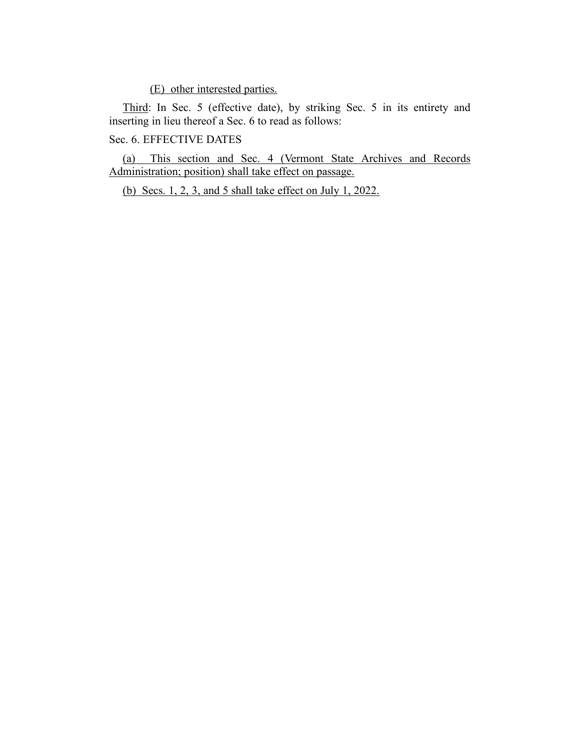(E) other interested parties.

Third: In Sec. 5 (effective date), by striking Sec. 5 in its entirety and inserting in lieu thereof a Sec. 6 to read as follows:

Sec. 6. EFFECTIVE DATES

(a) This section and Sec. 4 (Vermont State Archives and Records Administration; position) shall take effect on passage.

(b) Secs. 1, 2, 3, and 5 shall take effect on July 1, 2022.